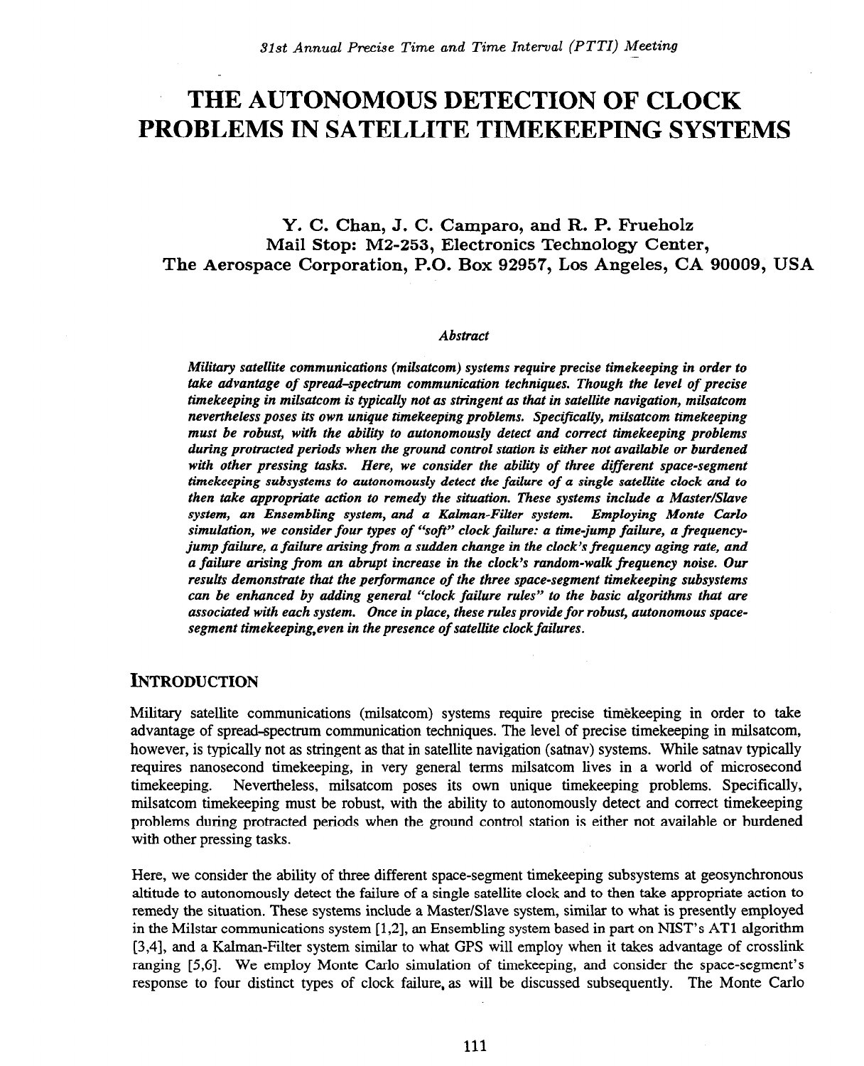# THE AUTONOMOUS DETECTION OF CLOCK PROBLEMS IN SATELLITE TIMEKEEPING SYSTEMS

**Y. C. Chan, J. C. Camparo, and R. P. Frueholz**
**Mail Stop: M2-253, Electronics Technology Center,**
**The Aerospace Corporation, P.O. Box 92957, Los Angeles, CA 90009, USA**

*Abstract*

***Military satellite communications (milsatcom) systems require precise timekeeping in order to take advantage of spread-spectrum communication techniques. Though the level of precise timekeeping in milsatcom is typically not as stringent as that in satellite navigation, milsatcom nevertheless poses its own unique timekeeping problems. Specifically, milsatcom timekeeping must be robust, with the ability to autonomously detect and correct timekeeping problems during protracted periods when the ground control station is either not available or burdened with other pressing tasks. Here, we consider the ability of three different space-segment timekeeping subsystems to autonomously detect the failure of a single satellite clock and to then take appropriate action to remedy the situation. These systems include a Master/Slave system, an Ensembling system, and a Kalman-Filter system. Employing Monte Carlo simulation, we consider four types of "soft" clock failure: a time-jump failure, a frequency-jump failure, a failure arising from a sudden change in the clock's frequency aging rate, and a failure arising from an abrupt increase in the clock's random-walk frequency noise. Our results demonstrate that the performance of the three space-segment timekeeping subsystems can be enhanced by adding general "clock failure rules" to the basic algorithms that are associated with each system. Once in place, these rules provide for robust, autonomous space-segment timekeeping, even in the presence of satellite clock failures.***

## INTRODUCTION

Military satellite communications (milsatcom) systems require precise timekeeping in order to take advantage of spread-spectrum communication techniques. The level of precise timekeeping in milsatcom, however, is typically not as stringent as that in satellite navigation (satnav) systems. While satnav typically requires nanosecond timekeeping, in very general terms milsatcom lives in a world of microsecond timekeeping. Nevertheless, milsatcom poses its own unique timekeeping problems. Specifically, milsatcom timekeeping must be robust, with the ability to autonomously detect and correct timekeeping problems during protracted periods when the ground control station is either not available or burdened with other pressing tasks.

Here, we consider the ability of three different space-segment timekeeping subsystems at geosynchronous altitude to autonomously detect the failure of a single satellite clock and to then take appropriate action to remedy the situation. These systems include a Master/Slave system, similar to what is presently employed in the Milstar communications system [1,2], an Ensembling system based in part on NIST's AT1 algorithm [3,4], and a Kalman-Filter system similar to what GPS will employ when it takes advantage of crosslink ranging [5,6]. We employ Monte Carlo simulation of timekeeping, and consider the space-segment's response to four distinct types of clock failure, as will be discussed subsequently. The Monte Carlo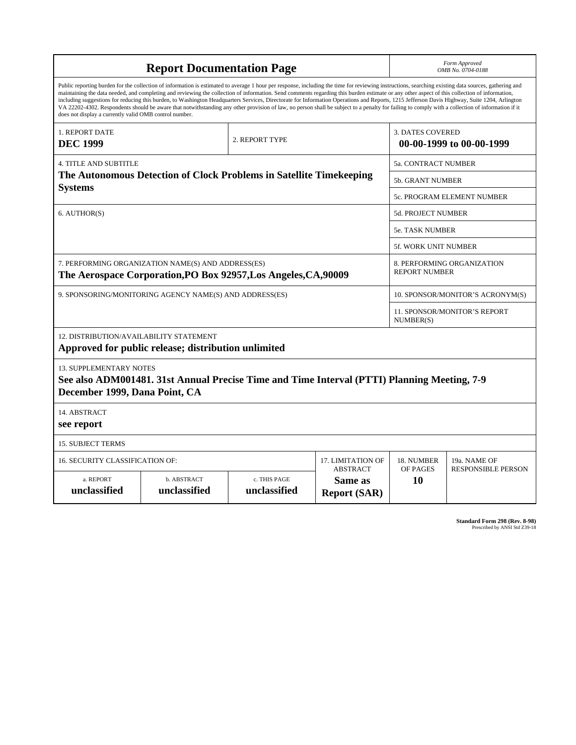# Report Documentation Page

*Form Approved*
*OMB No. 0704-0188*

Public reporting burden for the collection of information is estimated to average 1 hour per response, including the time for reviewing instructions, searching existing data sources, gathering and maintaining the data needed, and completing and reviewing the collection of information. Send comments regarding this burden estimate or any other aspect of this collection of information, including suggestions for reducing this burden, to Washington Headquarters Services, Directorate for Information Operations and Reports, 1215 Jefferson Davis Highway, Suite 1204, Arlington VA 22202-4302. Respondents should be aware that notwithstanding any other provision of law, no person shall be subject to a penalty for failing to comply with a collection of information if it does not display a currently valid OMB control number.

| 1. REPORT DATE | 2. REPORT TYPE | 3. DATES COVERED |
|---|---|---|
| **DEC 1999** | | **00-00-1999 to 00-00-1999** |

| 4. TITLE AND SUBTITLE | |
|---|---|
| **The Autonomous Detection of Clock Problems in Satellite Timekeeping Systems** | 5a. CONTRACT NUMBER |
| | 5b. GRANT NUMBER |
| | 5c. PROGRAM ELEMENT NUMBER |
| 6. AUTHOR(S) | 5d. PROJECT NUMBER |
| | 5e. TASK NUMBER |
| | 5f. WORK UNIT NUMBER |
| 7. PERFORMING ORGANIZATION NAME(S) AND ADDRESS(ES) **The Aerospace Corporation,PO Box 92957,Los Angeles,CA,90009** | 8. PERFORMING ORGANIZATION REPORT NUMBER |
| 9. SPONSORING/MONITORING AGENCY NAME(S) AND ADDRESS(ES) | 10. SPONSOR/MONITOR'S ACRONYM(S) |
| | 11. SPONSOR/MONITOR'S REPORT NUMBER(S) |

12. DISTRIBUTION/AVAILABILITY STATEMENT
**Approved for public release; distribution unlimited**

13. SUPPLEMENTARY NOTES
**See also ADM001481. 31st Annual Precise Time and Time Interval (PTTI) Planning Meeting, 7-9 December 1999, Dana Point, CA**

14. ABSTRACT
**see report**

15. SUBJECT TERMS

| 16. SECURITY CLASSIFICATION OF: | | | 17. LIMITATION OF ABSTRACT | 18. NUMBER OF PAGES | 19a. NAME OF RESPONSIBLE PERSON |
|---|---|---|---|---|---|
| a. REPORT | b. ABSTRACT | c. THIS PAGE | | | |
| **unclassified** | **unclassified** | **unclassified** | **Same as Report (SAR)** | **10** | |

**Standard Form 298 (Rev. 8-98)**
Prescribed by ANSI Std Z39-18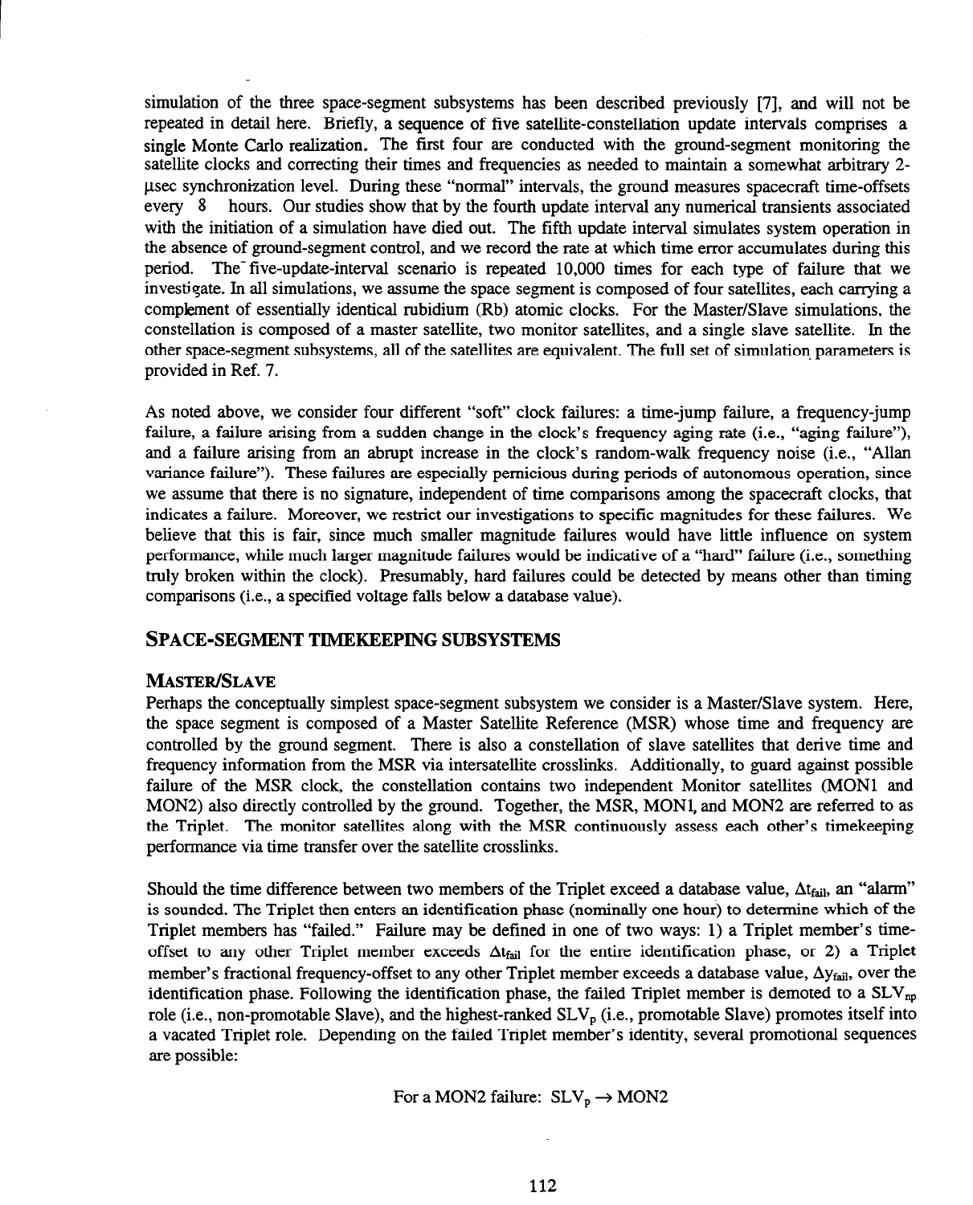simulation of the three space-segment subsystems has been described previously [7], and will not be repeated in detail here. Briefly, a sequence of five satellite-constellation update intervals comprises a single Monte Carlo realization. The first four are conducted with the ground-segment monitoring the satellite clocks and correcting their times and frequencies as needed to maintain a somewhat arbitrary 2-μsec synchronization level. During these "normal" intervals, the ground measures spacecraft time-offsets every 8 hours. Our studies show that by the fourth update interval any numerical transients associated with the initiation of a simulation have died out. The fifth update interval simulates system operation in the absence of ground-segment control, and we record the rate at which time error accumulates during this period. The five-update-interval scenario is repeated 10,000 times for each type of failure that we investigate. In all simulations, we assume the space segment is composed of four satellites, each carrying a complement of essentially identical rubidium (Rb) atomic clocks. For the Master/Slave simulations, the constellation is composed of a master satellite, two monitor satellites, and a single slave satellite. In the other space-segment subsystems, all of the satellites are equivalent. The full set of simulation parameters is provided in Ref. 7.

As noted above, we consider four different "soft" clock failures: a time-jump failure, a frequency-jump failure, a failure arising from a sudden change in the clock's frequency aging rate (i.e., "aging failure"), and a failure arising from an abrupt increase in the clock's random-walk frequency noise (i.e., "Allan variance failure"). These failures are especially pernicious during periods of autonomous operation, since we assume that there is no signature, independent of time comparisons among the spacecraft clocks, that indicates a failure. Moreover, we restrict our investigations to specific magnitudes for these failures. We believe that this is fair, since much smaller magnitude failures would have little influence on system performance, while much larger magnitude failures would be indicative of a "hard" failure (i.e., something truly broken within the clock). Presumably, hard failures could be detected by means other than timing comparisons (i.e., a specified voltage falls below a database value).

## SPACE-SEGMENT TIMEKEEPING SUBSYSTEMS

### MASTER/SLAVE

Perhaps the conceptually simplest space-segment subsystem we consider is a Master/Slave system. Here, the space segment is composed of a Master Satellite Reference (MSR) whose time and frequency are controlled by the ground segment. There is also a constellation of slave satellites that derive time and frequency information from the MSR via intersatellite crosslinks. Additionally, to guard against possible failure of the MSR clock, the constellation contains two independent Monitor satellites (MON1 and MON2) also directly controlled by the ground. Together, the MSR, MON1, and MON2 are referred to as the Triplet. The monitor satellites along with the MSR continuously assess each other's timekeeping performance via time transfer over the satellite crosslinks.

Should the time difference between two members of the Triplet exceed a database value, $\Delta t_{fail}$, an "alarm" is sounded. The Triplet then enters an identification phase (nominally one hour) to determine which of the Triplet members has "failed." Failure may be defined in one of two ways: 1) a Triplet member's time-offset to any other Triplet member exceeds $\Delta t_{fail}$ for the entire identification phase, or 2) a Triplet member's fractional frequency-offset to any other Triplet member exceeds a database value, $\Delta y_{fail}$, over the identification phase. Following the identification phase, the failed Triplet member is demoted to a $SLV_{np}$ role (i.e., non-promotable Slave), and the highest-ranked $SLV_p$ (i.e., promotable Slave) promotes itself into a vacated Triplet role. Depending on the failed Triplet member's identity, several promotional sequences are possible:

For a MON2 failure: $SLV_p \rightarrow MON2$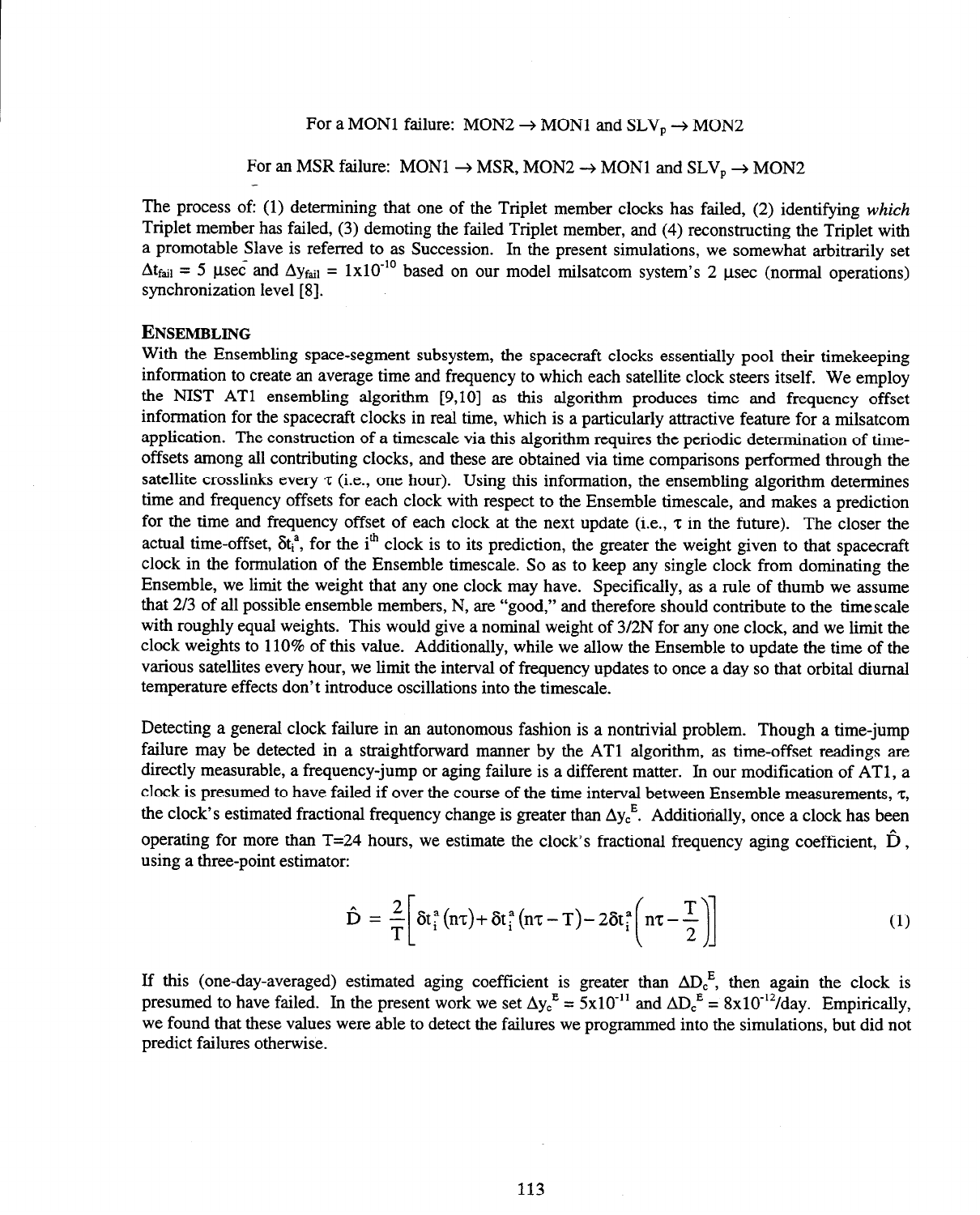For a MON1 failure: MON2 $\rightarrow$ MON1 and $SLV_p \rightarrow$ MON2

For an MSR failure: MON1 $\rightarrow$ MSR, MON2 $\rightarrow$ MON1 and $SLV_p \rightarrow$ MON2

The process of: (1) determining that one of the Triplet member clocks has failed, (2) identifying *which* Triplet member has failed, (3) demoting the failed Triplet member, and (4) reconstructing the Triplet with a promotable Slave is referred to as Succession. In the present simulations, we somewhat arbitrarily set $\Delta t_{fail} = 5$ μsec and $\Delta y_{fail} = 1\times10^{-10}$ based on our model milsatcom system's 2 μsec (normal operations) synchronization level [8].

## ENSEMBLING

With the Ensembling space-segment subsystem, the spacecraft clocks essentially pool their timekeeping information to create an average time and frequency to which each satellite clock steers itself. We employ the NIST AT1 ensembling algorithm [9,10] as this algorithm produces time and frequency offset information for the spacecraft clocks in real time, which is a particularly attractive feature for a milsatcom application. The construction of a timescale via this algorithm requires the periodic determination of time-offsets among all contributing clocks, and these are obtained via time comparisons performed through the satellite crosslinks every $\tau$ (i.e., one hour). Using this information, the ensembling algorithm determines time and frequency offsets for each clock with respect to the Ensemble timescale, and makes a prediction for the time and frequency offset of each clock at the next update (i.e., $\tau$ in the future). The closer the actual time-offset, $\delta t_i^a$, for the i[th] clock is to its prediction, the greater the weight given to that spacecraft clock in the formulation of the Ensemble timescale. So as to keep any single clock from dominating the Ensemble, we limit the weight that any one clock may have. Specifically, as a rule of thumb we assume that 2/3 of all possible ensemble members, N, are "good," and therefore should contribute to the timescale with roughly equal weights. This would give a nominal weight of 3/2N for any one clock, and we limit the clock weights to 110% of this value. Additionally, while we allow the Ensemble to update the time of the various satellites every hour, we limit the interval of frequency updates to once a day so that orbital diurnal temperature effects don't introduce oscillations into the timescale.

Detecting a general clock failure in an autonomous fashion is a nontrivial problem. Though a time-jump failure may be detected in a straightforward manner by the AT1 algorithm, as time-offset readings are directly measurable, a frequency-jump or aging failure is a different matter. In our modification of AT1, a clock is presumed to have failed if over the course of the time interval between Ensemble measurements, $\tau$, the clock's estimated fractional frequency change is greater than $\Delta y_c^E$. Additionally, once a clock has been operating for more than T=24 hours, we estimate the clock's fractional frequency aging coefficient, $\hat{D}$, using a three-point estimator:

$$\hat{D} = \frac{2}{T}\left[\delta t_i^a(n\tau) + \delta t_i^a(n\tau - T) - 2\delta t_i^a\left(n\tau - \frac{T}{2}\right)\right] \tag{1}$$

If this (one-day-averaged) estimated aging coefficient is greater than $\Delta D_c^E$, then again the clock is presumed to have failed. In the present work we set $\Delta y_c^E = 5\times10^{-11}$ and $\Delta D_c^E = 8\times10^{-12}$/day. Empirically, we found that these values were able to detect the failures we programmed into the simulations, but did not predict failures otherwise.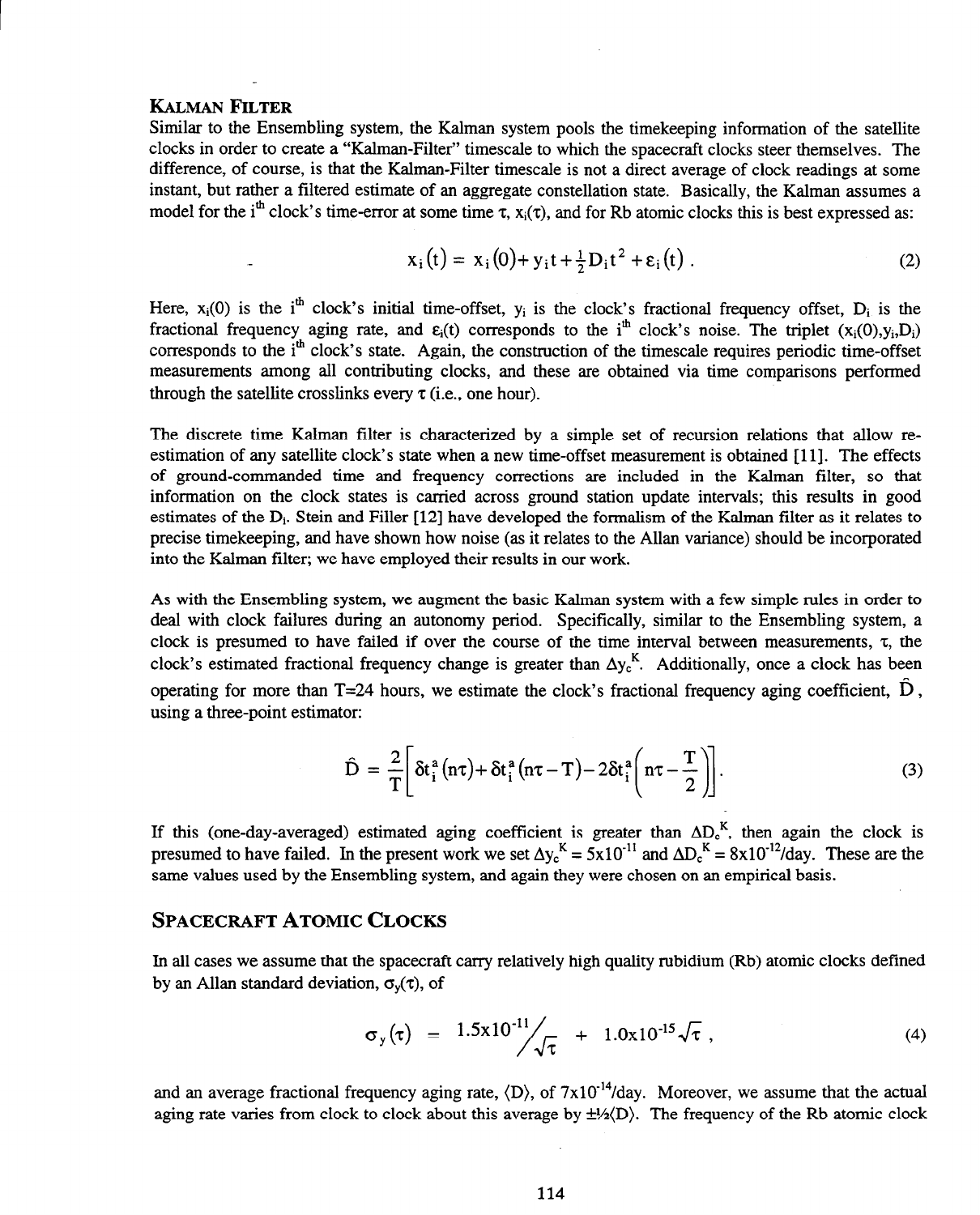## KALMAN FILTER

Similar to the Ensembling system, the Kalman system pools the timekeeping information of the satellite clocks in order to create a "Kalman-Filter" timescale to which the spacecraft clocks steer themselves. The difference, of course, is that the Kalman-Filter timescale is not a direct average of clock readings at some instant, but rather a filtered estimate of an aggregate constellation state. Basically, the Kalman assumes a model for the i[th] clock's time-error at some time $\tau$, $x_i(\tau)$, and for Rb atomic clocks this is best expressed as:

$$x_i(t) = x_i(0) + y_i t + \tfrac{1}{2} D_i t^2 + \varepsilon_i(t) . \tag{2}$$

Here, $x_i(0)$ is the i[th] clock's initial time-offset, $y_i$ is the clock's fractional frequency offset, $D_i$ is the fractional frequency aging rate, and $\varepsilon_i(t)$ corresponds to the i[th] clock's noise. The triplet $(x_i(0), y_i, D_i)$ corresponds to the i[th] clock's state. Again, the construction of the timescale requires periodic time-offset measurements among all contributing clocks, and these are obtained via time comparisons performed through the satellite crosslinks every $\tau$ (i.e., one hour).

The discrete time Kalman filter is characterized by a simple set of recursion relations that allow re-estimation of any satellite clock's state when a new time-offset measurement is obtained [11]. The effects of ground-commanded time and frequency corrections are included in the Kalman filter, so that information on the clock states is carried across ground station update intervals; this results in good estimates of the $D_i$. Stein and Filler [12] have developed the formalism of the Kalman filter as it relates to precise timekeeping, and have shown how noise (as it relates to the Allan variance) should be incorporated into the Kalman filter; we have employed their results in our work.

As with the Ensembling system, we augment the basic Kalman system with a few simple rules in order to deal with clock failures during an autonomy period. Specifically, similar to the Ensembling system, a clock is presumed to have failed if over the course of the time interval between measurements, $\tau$, the clock's estimated fractional frequency change is greater than $\Delta y_c^K$. Additionally, once a clock has been operating for more than T=24 hours, we estimate the clock's fractional frequency aging coefficient, $\hat{D}$, using a three-point estimator:

$$\hat{D} = \frac{2}{T}\left[ \delta t_i^a(n\tau) + \delta t_i^a(n\tau - T) - 2\delta t_i^a\left(n\tau - \frac{T}{2}\right)\right]. \tag{3}$$

If this (one-day-averaged) estimated aging coefficient is greater than $\Delta D_c^K$, then again the clock is presumed to have failed. In the present work we set $\Delta y_c^K = 5 \times 10^{-11}$ and $\Delta D_c^K = 8 \times 10^{-12}$/day. These are the same values used by the Ensembling system, and again they were chosen on an empirical basis.

## SPACECRAFT ATOMIC CLOCKS

In all cases we assume that the spacecraft carry relatively high quality rubidium (Rb) atomic clocks defined by an Allan standard deviation, $\sigma_y(\tau)$, of

$$\sigma_y(\tau) = \frac{1.5 \times 10^{-11}}{\sqrt{\tau}} + 1.0 \times 10^{-15}\sqrt{\tau} , \tag{4}$$

and an average fractional frequency aging rate, $\langle D \rangle$, of $7 \times 10^{-14}$/day. Moreover, we assume that the actual aging rate varies from clock to clock about this average by $\pm\tfrac{1}{2}\langle D \rangle$. The frequency of the Rb atomic clock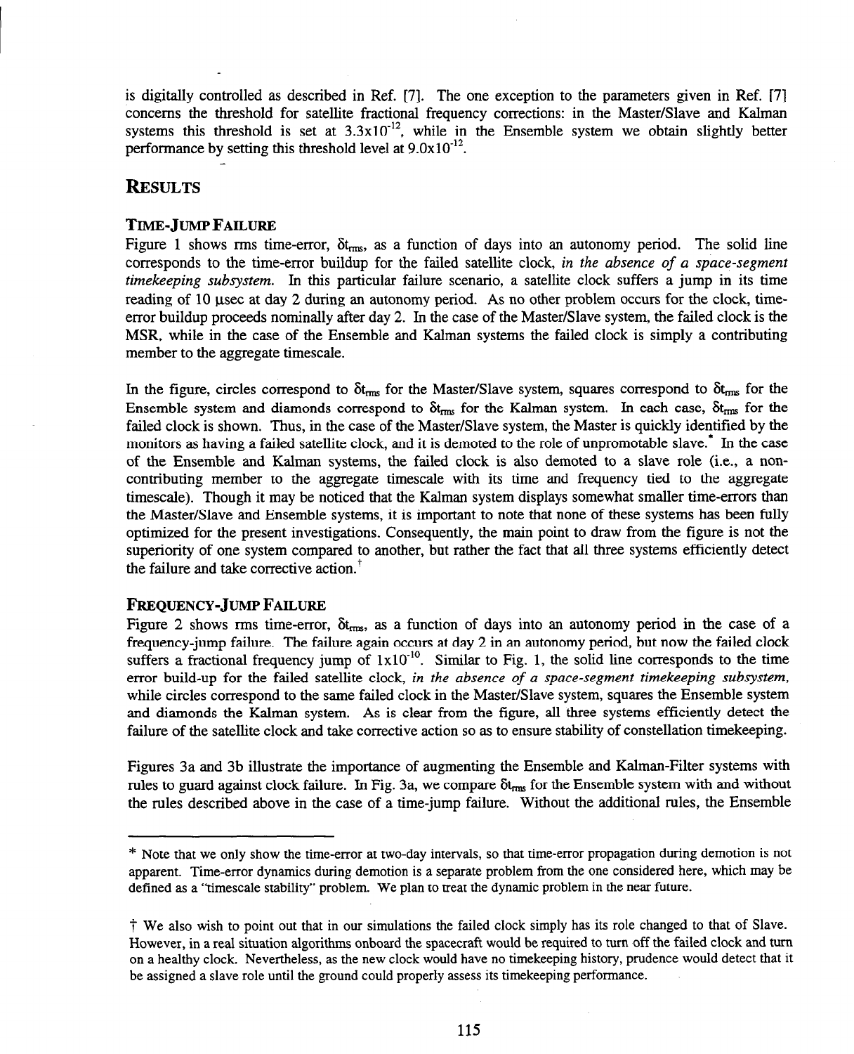is digitally controlled as described in Ref. [7]. The one exception to the parameters given in Ref. [7] concerns the threshold for satellite fractional frequency corrections: in the Master/Slave and Kalman systems this threshold is set at $3.3 \times 10^{-12}$, while in the Ensemble system we obtain slightly better performance by setting this threshold level at $9.0 \times 10^{-12}$.

## RESULTS

### TIME-JUMP FAILURE

Figure 1 shows rms time-error, $\delta t_{rms}$, as a function of days into an autonomy period. The solid line corresponds to the time-error buildup for the failed satellite clock, *in the absence of a space-segment timekeeping subsystem.* In this particular failure scenario, a satellite clock suffers a jump in its time reading of 10 μsec at day 2 during an autonomy period. As no other problem occurs for the clock, time-error buildup proceeds nominally after day 2. In the case of the Master/Slave system, the failed clock is the MSR, while in the case of the Ensemble and Kalman systems the failed clock is simply a contributing member to the aggregate timescale.

In the figure, circles correspond to $\delta t_{rms}$ for the Master/Slave system, squares correspond to $\delta t_{rms}$ for the Ensemble system and diamonds correspond to $\delta t_{rms}$ for the Kalman system. In each case, $\delta t_{rms}$ for the failed clock is shown. Thus, in the case of the Master/Slave system, the Master is quickly identified by the monitors as having a failed satellite clock, and it is demoted to the role of unpromotable slave.* In the case of the Ensemble and Kalman systems, the failed clock is also demoted to a slave role (i.e., a non-contributing member to the aggregate timescale with its time and frequency tied to the aggregate timescale). Though it may be noticed that the Kalman system displays somewhat smaller time-errors than the Master/Slave and Ensemble systems, it is important to note that none of these systems has been fully optimized for the present investigations. Consequently, the main point to draw from the figure is not the superiority of one system compared to another, but rather the fact that all three systems efficiently detect the failure and take corrective action.†

### FREQUENCY-JUMP FAILURE

Figure 2 shows rms time-error, $\delta t_{rms}$, as a function of days into an autonomy period in the case of a frequency-jump failure. The failure again occurs at day 2 in an autonomy period, but now the failed clock suffers a fractional frequency jump of $1 \times 10^{-10}$. Similar to Fig. 1, the solid line corresponds to the time error build-up for the failed satellite clock, *in the absence of a space-segment timekeeping subsystem,* while circles correspond to the same failed clock in the Master/Slave system, squares the Ensemble system and diamonds the Kalman system. As is clear from the figure, all three systems efficiently detect the failure of the satellite clock and take corrective action so as to ensure stability of constellation timekeeping.

Figures 3a and 3b illustrate the importance of augmenting the Ensemble and Kalman-Filter systems with rules to guard against clock failure. In Fig. 3a, we compare $\delta t_{rms}$ for the Ensemble system with and without the rules described above in the case of a time-jump failure. Without the additional rules, the Ensemble

---

* Note that we only show the time-error at two-day intervals, so that time-error propagation during demotion is not apparent. Time-error dynamics during demotion is a separate problem from the one considered here, which may be defined as a "timescale stability" problem. We plan to treat the dynamic problem in the near future.

† We also wish to point out that in our simulations the failed clock simply has its role changed to that of Slave. However, in a real situation algorithms onboard the spacecraft would be required to turn off the failed clock and turn on a healthy clock. Nevertheless, as the new clock would have no timekeeping history, prudence would detect that it be assigned a slave role until the ground could properly assess its timekeeping performance.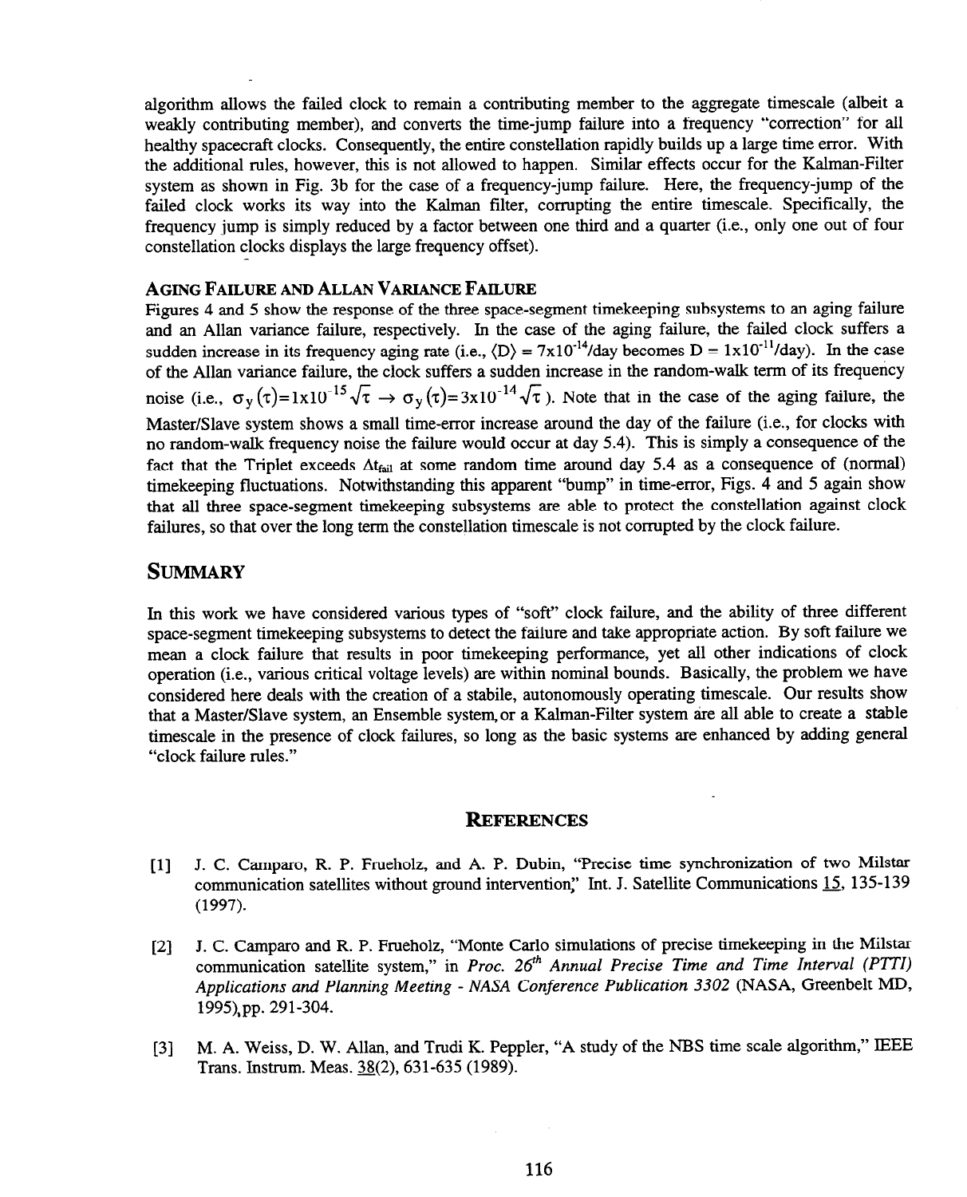algorithm allows the failed clock to remain a contributing member to the aggregate timescale (albeit a weakly contributing member), and converts the time-jump failure into a frequency "correction" for all healthy spacecraft clocks. Consequently, the entire constellation rapidly builds up a large time error. With the additional rules, however, this is not allowed to happen. Similar effects occur for the Kalman-Filter system as shown in Fig. 3b for the case of a frequency-jump failure. Here, the frequency-jump of the failed clock works its way into the Kalman filter, corrupting the entire timescale. Specifically, the frequency jump is simply reduced by a factor between one third and a quarter (i.e., only one out of four constellation clocks displays the large frequency offset).

### AGING FAILURE AND ALLAN VARIANCE FAILURE

Figures 4 and 5 show the response of the three space-segment timekeeping subsystems to an aging failure and an Allan variance failure, respectively. In the case of the aging failure, the failed clock suffers a sudden increase in its frequency aging rate (i.e., $\langle D \rangle = 7\text{x}10^{-14}$/day becomes $D = 1\text{x}10^{-11}$/day). In the case of the Allan variance failure, the clock suffers a sudden increase in the random-walk term of its frequency noise (i.e., $\sigma_y(\tau)=1\text{x}10^{-15}\sqrt{\tau} \rightarrow \sigma_y(\tau)=3\text{x}10^{-14}\sqrt{\tau}$). Note that in the case of the aging failure, the Master/Slave system shows a small time-error increase around the day of the failure (i.e., for clocks with no random-walk frequency noise the failure would occur at day 5.4). This is simply a consequence of the fact that the Triplet exceeds $\Delta t_{fail}$ at some random time around day 5.4 as a consequence of (normal) timekeeping fluctuations. Notwithstanding this apparent "bump" in time-error, Figs. 4 and 5 again show that all three space-segment timekeeping subsystems are able to protect the constellation against clock failures, so that over the long term the constellation timescale is not corrupted by the clock failure.

## SUMMARY

In this work we have considered various types of "soft" clock failure, and the ability of three different space-segment timekeeping subsystems to detect the failure and take appropriate action. By soft failure we mean a clock failure that results in poor timekeeping performance, yet all other indications of clock operation (i.e., various critical voltage levels) are within nominal bounds. Basically, the problem we have considered here deals with the creation of a stabile, autonomously operating timescale. Our results show that a Master/Slave system, an Ensemble system, or a Kalman-Filter system are all able to create a stable timescale in the presence of clock failures, so long as the basic systems are enhanced by adding general "clock failure rules."

## REFERENCES

[1] J. C. Camparo, R. P. Frueholz, and A. P. Dubin, "Precise time synchronization of two Milstar communication satellites without ground intervention," Int. J. Satellite Communications 15, 135-139 (1997).

[2] J. C. Camparo and R. P. Frueholz, "Monte Carlo simulations of precise timekeeping in the Milstar communication satellite system," in *Proc. 26th Annual Precise Time and Time Interval (PTTI) Applications and Planning Meeting - NASA Conference Publication 3302* (NASA, Greenbelt MD, 1995), pp. 291-304.

[3] M. A. Weiss, D. W. Allan, and Trudi K. Peppler, "A study of the NBS time scale algorithm," IEEE Trans. Instrum. Meas. 38(2), 631-635 (1989).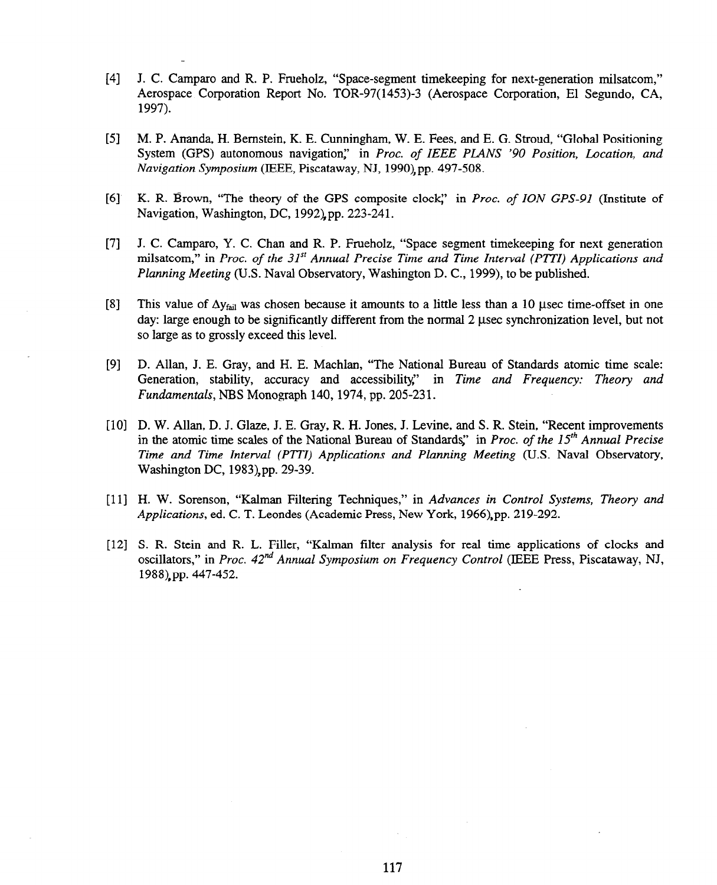[4] J. C. Camparo and R. P. Frueholz, "Space-segment timekeeping for next-generation milsatcom," Aerospace Corporation Report No. TOR-97(1453)-3 (Aerospace Corporation, El Segundo, CA, 1997).

[5] M. P. Ananda, H. Bernstein, K. E. Cunningham, W. E. Fees, and E. G. Stroud, "Global Positioning System (GPS) autonomous navigation," in *Proc. of IEEE PLANS '90 Position, Location, and Navigation Symposium* (IEEE, Piscataway, NJ, 1990), pp. 497-508.

[6] K. R. Brown, "The theory of the GPS composite clock," in *Proc. of ION GPS-91* (Institute of Navigation, Washington, DC, 1992), pp. 223-241.

[7] J. C. Camparo, Y. C. Chan and R. P. Frueholz, "Space segment timekeeping for next generation milsatcom," in *Proc. of the 31st Annual Precise Time and Time Interval (PTTI) Applications and Planning Meeting* (U.S. Naval Observatory, Washington D. C., 1999), to be published.

[8] This value of $\Delta y_{fail}$ was chosen because it amounts to a little less than a 10 μsec time-offset in one day: large enough to be significantly different from the normal 2 μsec synchronization level, but not so large as to grossly exceed this level.

[9] D. Allan, J. E. Gray, and H. E. Machlan, "The National Bureau of Standards atomic time scale: Generation, stability, accuracy and accessibility," in *Time and Frequency: Theory and Fundamentals*, NBS Monograph 140, 1974, pp. 205-231.

[10] D. W. Allan, D. J. Glaze, J. E. Gray, R. H. Jones, J. Levine, and S. R. Stein, "Recent improvements in the atomic time scales of the National Bureau of Standards," in *Proc. of the 15th Annual Precise Time and Time Interval (PTTI) Applications and Planning Meeting* (U.S. Naval Observatory, Washington DC, 1983), pp. 29-39.

[11] H. W. Sorenson, "Kalman Filtering Techniques," in *Advances in Control Systems, Theory and Applications*, ed. C. T. Leondes (Academic Press, New York, 1966), pp. 219-292.

[12] S. R. Stein and R. L. Filler, "Kalman filter analysis for real time applications of clocks and oscillators," in *Proc. 42nd Annual Symposium on Frequency Control* (IEEE Press, Piscataway, NJ, 1988), pp. 447-452.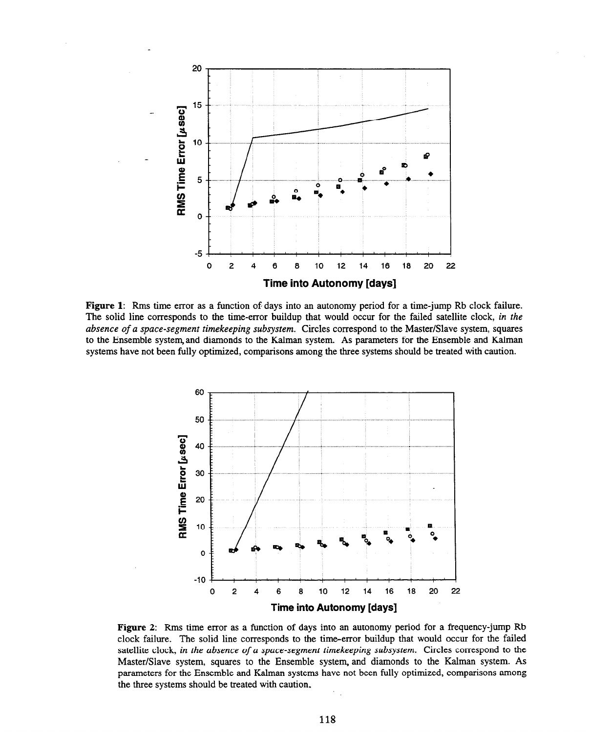**Figure 1**: Rms time error as a function of days into an autonomy period for a time-jump Rb clock failure. The solid line corresponds to the time-error buildup that would occur for the failed satellite clock, *in the absence of a space-segment timekeeping subsystem.* Circles correspond to the Master/Slave system, squares to the Ensemble system, and diamonds to the Kalman system. As parameters for the Ensemble and Kalman systems have not been fully optimized, comparisons among the three systems should be treated with caution.

**Figure 2**: Rms time error as a function of days into an autonomy period for a frequency-jump Rb clock failure. The solid line corresponds to the time-error buildup that would occur for the failed satellite clock, *in the absence of a space-segment timekeeping subsystem.* Circles correspond to the Master/Slave system, squares to the Ensemble system, and diamonds to the Kalman system. As parameters for the Ensemble and Kalman systems have not been fully optimized, comparisons among the three systems should be treated with caution.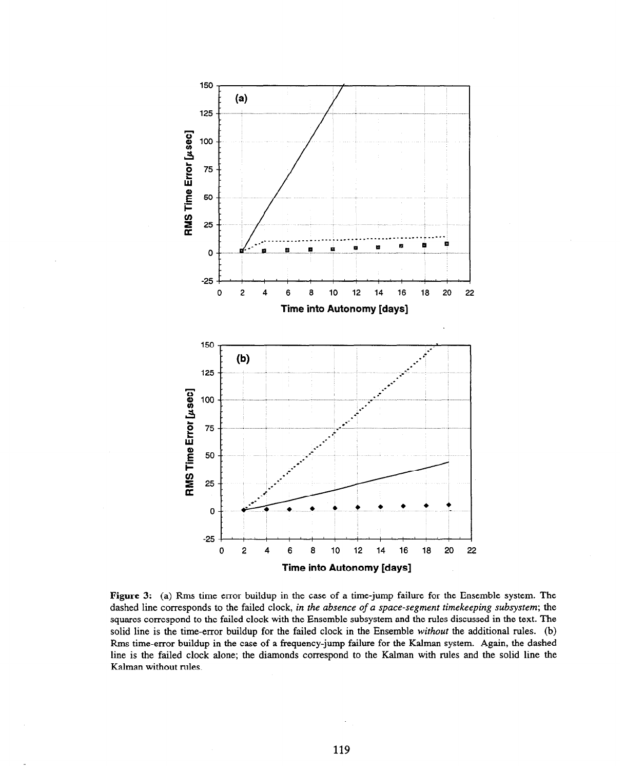**Figure 3:** (a) Rms time error buildup in the case of a time-jump failure for the Ensemble system. The dashed line corresponds to the failed clock, *in the absence of a space-segment timekeeping subsystem*; the squares correspond to the failed clock with the Ensemble subsystem and the rules discussed in the text. The solid line is the time-error buildup for the failed clock in the Ensemble *without* the additional rules. (b) Rms time-error buildup in the case of a frequency-jump failure for the Kalman system. Again, the dashed line is the failed clock alone; the diamonds correspond to the Kalman with rules and the solid line the Kalman without rules.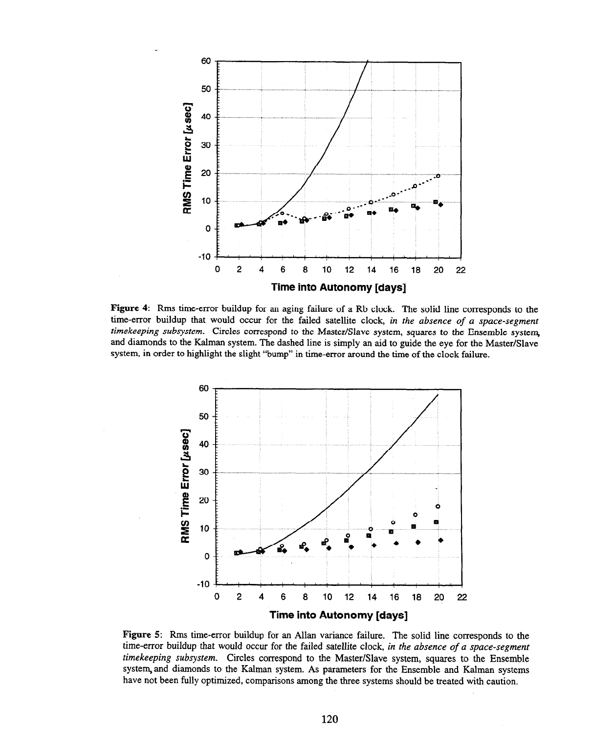RMS Time Error [μsec]

60
50
40
30
20
10
0
-10

0 2 4 6 8 10 12 14 16 18 20 22

Time into Autonomy [days]

**Figure 4**: Rms time-error buildup for an aging failure of a Rb clock. The solid line corresponds to the time-error buildup that would occur for the failed satellite clock, *in the absence of a space-segment timekeeping subsystem.* Circles correspond to the Master/Slave system, squares to the Ensemble system, and diamonds to the Kalman system. The dashed line is simply an aid to guide the eye for the Master/Slave system, in order to highlight the slight "bump" in time-error around the time of the clock failure.

RMS Time Error [μsec]

60
50
40
30
20
10
0
-10

0 2 4 6 8 10 12 14 16 18 20 22

Time into Autonomy [days]

**Figure 5**: Rms time-error buildup for an Allan variance failure. The solid line corresponds to the time-error buildup that would occur for the failed satellite clock, *in the absence of a space-segment timekeeping subsystem.* Circles correspond to the Master/Slave system, squares to the Ensemble system, and diamonds to the Kalman system. As parameters for the Ensemble and Kalman systems have not been fully optimized, comparisons among the three systems should be treated with caution.